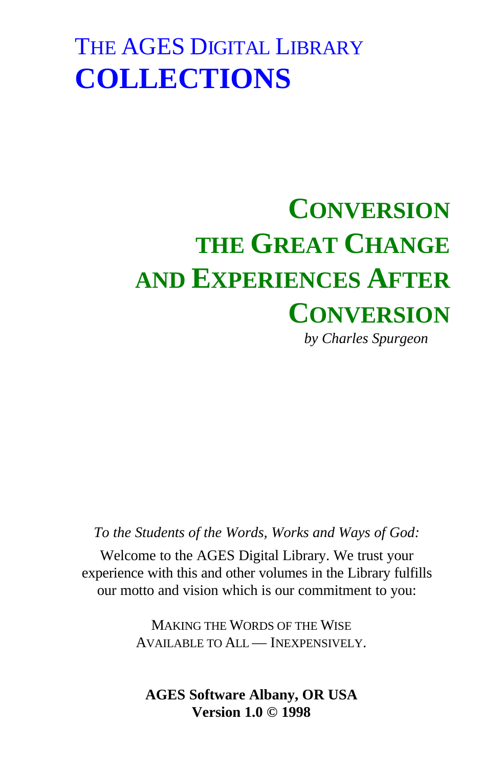# THE AGES DIGITAL LIBRARY
# COLLECTIONS

## CONVERSION THE GREAT CHANGE AND EXPERIENCES AFTER CONVERSION

*by Charles Spurgeon*

*To the Students of the Words, Works and Ways of God:*

Welcome to the AGES Digital Library. We trust your experience with this and other volumes in the Library fulfills our motto and vision which is our commitment to you:

MAKING THE WORDS OF THE WISE
AVAILABLE TO ALL — INEXPENSIVELY.

**AGES Software Albany, OR USA**
**Version 1.0 © 1998**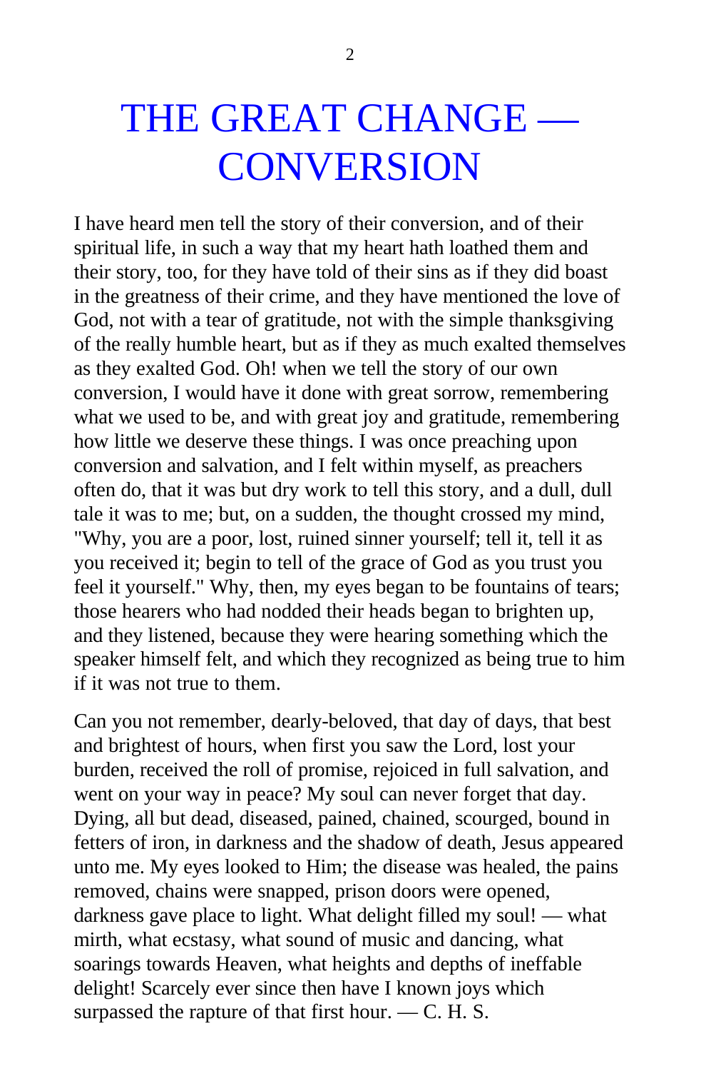# THE GREAT CHANGE — CONVERSION

I have heard men tell the story of their conversion, and of their spiritual life, in such a way that my heart hath loathed them and their story, too, for they have told of their sins as if they did boast in the greatness of their crime, and they have mentioned the love of God, not with a tear of gratitude, not with the simple thanksgiving of the really humble heart, but as if they as much exalted themselves as they exalted God. Oh! when we tell the story of our own conversion, I would have it done with great sorrow, remembering what we used to be, and with great joy and gratitude, remembering how little we deserve these things. I was once preaching upon conversion and salvation, and I felt within myself, as preachers often do, that it was but dry work to tell this story, and a dull, dull tale it was to me; but, on a sudden, the thought crossed my mind, "Why, you are a poor, lost, ruined sinner yourself; tell it, tell it as you received it; begin to tell of the grace of God as you trust you feel it yourself." Why, then, my eyes began to be fountains of tears; those hearers who had nodded their heads began to brighten up, and they listened, because they were hearing something which the speaker himself felt, and which they recognized as being true to him if it was not true to them.

Can you not remember, dearly-beloved, that day of days, that best and brightest of hours, when first you saw the Lord, lost your burden, received the roll of promise, rejoiced in full salvation, and went on your way in peace? My soul can never forget that day. Dying, all but dead, diseased, pained, chained, scourged, bound in fetters of iron, in darkness and the shadow of death, Jesus appeared unto me. My eyes looked to Him; the disease was healed, the pains removed, chains were snapped, prison doors were opened, darkness gave place to light. What delight filled my soul! — what mirth, what ecstasy, what sound of music and dancing, what soarings towards Heaven, what heights and depths of ineffable delight! Scarcely ever since then have I known joys which surpassed the rapture of that first hour. — C. H. S.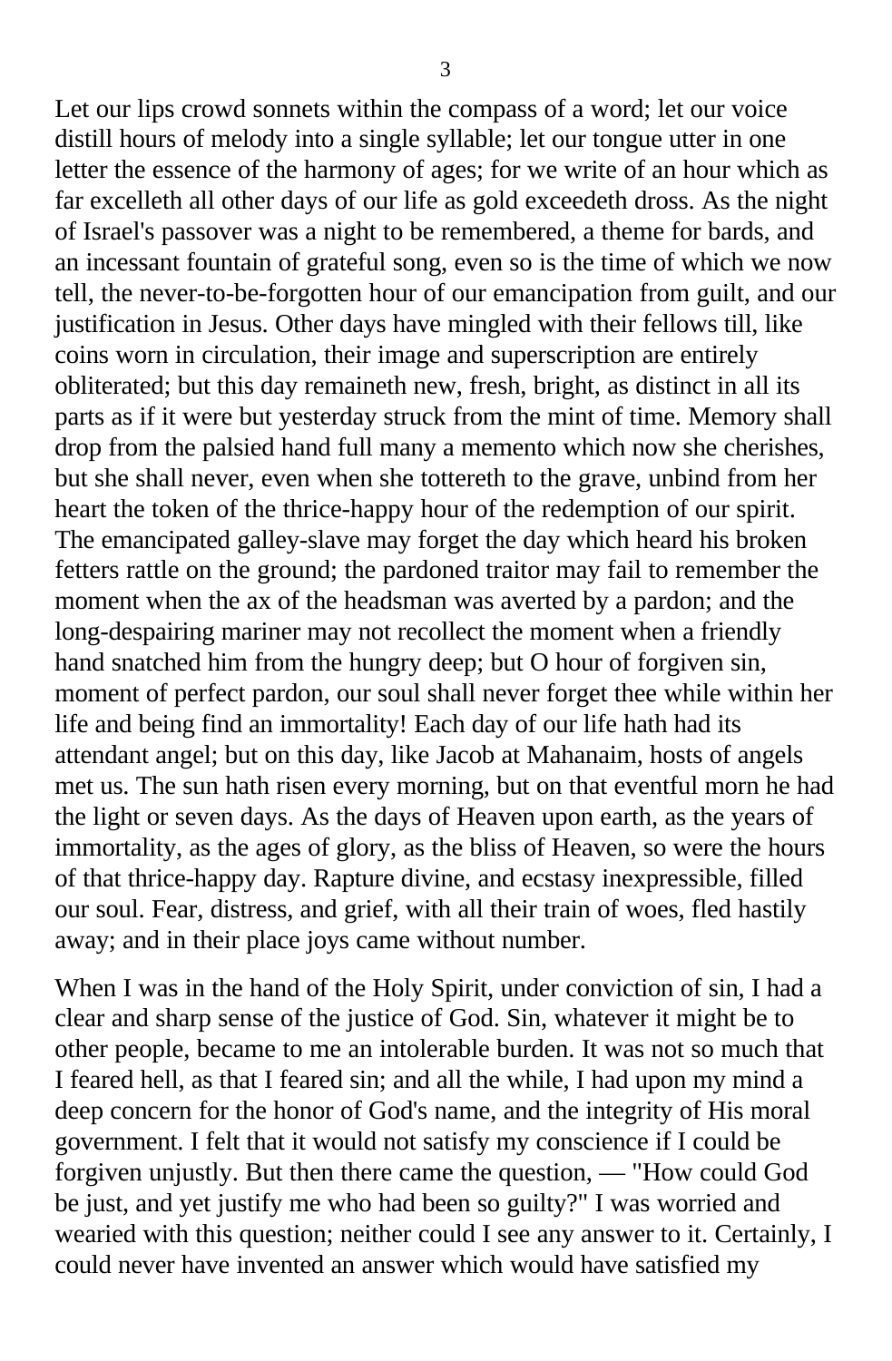Let our lips crowd sonnets within the compass of a word; let our voice distill hours of melody into a single syllable; let our tongue utter in one letter the essence of the harmony of ages; for we write of an hour which as far excelleth all other days of our life as gold exceedeth dross. As the night of Israel's passover was a night to be remembered, a theme for bards, and an incessant fountain of grateful song, even so is the time of which we now tell, the never-to-be-forgotten hour of our emancipation from guilt, and our justification in Jesus. Other days have mingled with their fellows till, like coins worn in circulation, their image and superscription are entirely obliterated; but this day remaineth new, fresh, bright, as distinct in all its parts as if it were but yesterday struck from the mint of time. Memory shall drop from the palsied hand full many a memento which now she cherishes, but she shall never, even when she tottereth to the grave, unbind from her heart the token of the thrice-happy hour of the redemption of our spirit. The emancipated galley-slave may forget the day which heard his broken fetters rattle on the ground; the pardoned traitor may fail to remember the moment when the ax of the headsman was averted by a pardon; and the long-despairing mariner may not recollect the moment when a friendly hand snatched him from the hungry deep; but O hour of forgiven sin, moment of perfect pardon, our soul shall never forget thee while within her life and being find an immortality! Each day of our life hath had its attendant angel; but on this day, like Jacob at Mahanaim, hosts of angels met us. The sun hath risen every morning, but on that eventful morn he had the light or seven days. As the days of Heaven upon earth, as the years of immortality, as the ages of glory, as the bliss of Heaven, so were the hours of that thrice-happy day. Rapture divine, and ecstasy inexpressible, filled our soul. Fear, distress, and grief, with all their train of woes, fled hastily away; and in their place joys came without number.

When I was in the hand of the Holy Spirit, under conviction of sin, I had a clear and sharp sense of the justice of God. Sin, whatever it might be to other people, became to me an intolerable burden. It was not so much that I feared hell, as that I feared sin; and all the while, I had upon my mind a deep concern for the honor of God's name, and the integrity of His moral government. I felt that it would not satisfy my conscience if I could be forgiven unjustly. But then there came the question, — "How could God be just, and yet justify me who had been so guilty?" I was worried and wearied with this question; neither could I see any answer to it. Certainly, I could never have invented an answer which would have satisfied my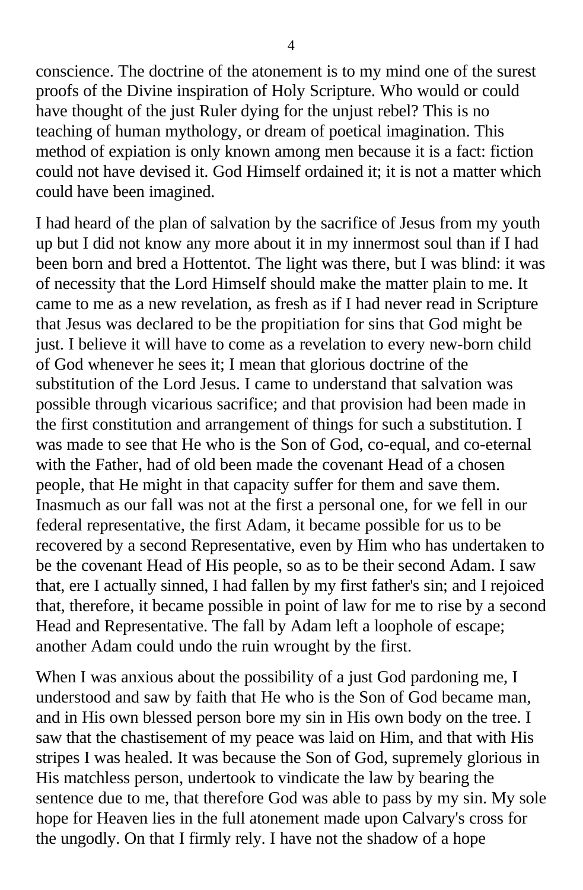conscience. The doctrine of the atonement is to my mind one of the surest proofs of the Divine inspiration of Holy Scripture. Who would or could have thought of the just Ruler dying for the unjust rebel? This is no teaching of human mythology, or dream of poetical imagination. This method of expiation is only known among men because it is a fact: fiction could not have devised it. God Himself ordained it; it is not a matter which could have been imagined.

I had heard of the plan of salvation by the sacrifice of Jesus from my youth up but I did not know any more about it in my innermost soul than if I had been born and bred a Hottentot. The light was there, but I was blind: it was of necessity that the Lord Himself should make the matter plain to me. It came to me as a new revelation, as fresh as if I had never read in Scripture that Jesus was declared to be the propitiation for sins that God might be just. I believe it will have to come as a revelation to every new-born child of God whenever he sees it; I mean that glorious doctrine of the substitution of the Lord Jesus. I came to understand that salvation was possible through vicarious sacrifice; and that provision had been made in the first constitution and arrangement of things for such a substitution. I was made to see that He who is the Son of God, co-equal, and co-eternal with the Father, had of old been made the covenant Head of a chosen people, that He might in that capacity suffer for them and save them. Inasmuch as our fall was not at the first a personal one, for we fell in our federal representative, the first Adam, it became possible for us to be recovered by a second Representative, even by Him who has undertaken to be the covenant Head of His people, so as to be their second Adam. I saw that, ere I actually sinned, I had fallen by my first father's sin; and I rejoiced that, therefore, it became possible in point of law for me to rise by a second Head and Representative. The fall by Adam left a loophole of escape; another Adam could undo the ruin wrought by the first.

When I was anxious about the possibility of a just God pardoning me, I understood and saw by faith that He who is the Son of God became man, and in His own blessed person bore my sin in His own body on the tree. I saw that the chastisement of my peace was laid on Him, and that with His stripes I was healed. It was because the Son of God, supremely glorious in His matchless person, undertook to vindicate the law by bearing the sentence due to me, that therefore God was able to pass by my sin. My sole hope for Heaven lies in the full atonement made upon Calvary's cross for the ungodly. On that I firmly rely. I have not the shadow of a hope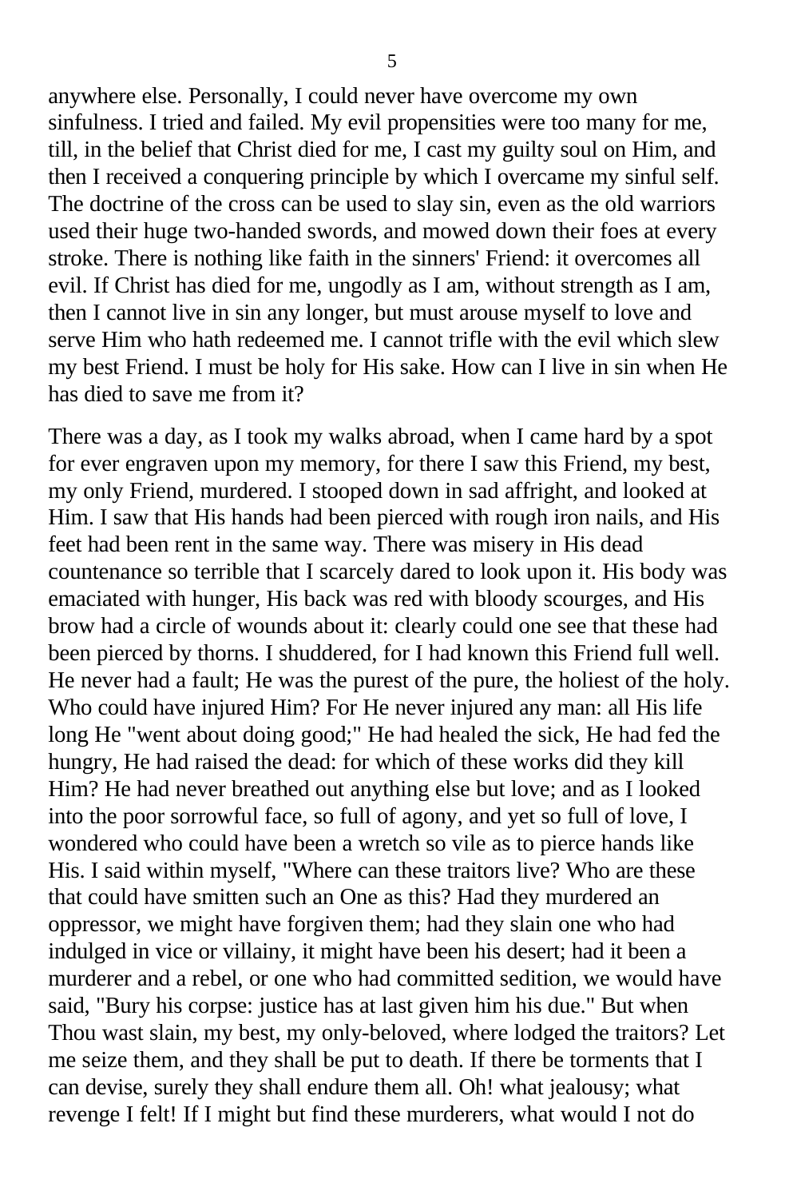anywhere else. Personally, I could never have overcome my own sinfulness. I tried and failed. My evil propensities were too many for me, till, in the belief that Christ died for me, I cast my guilty soul on Him, and then I received a conquering principle by which I overcame my sinful self. The doctrine of the cross can be used to slay sin, even as the old warriors used their huge two-handed swords, and mowed down their foes at every stroke. There is nothing like faith in the sinners' Friend: it overcomes all evil. If Christ has died for me, ungodly as I am, without strength as I am, then I cannot live in sin any longer, but must arouse myself to love and serve Him who hath redeemed me. I cannot trifle with the evil which slew my best Friend. I must be holy for His sake. How can I live in sin when He has died to save me from it?

There was a day, as I took my walks abroad, when I came hard by a spot for ever engraven upon my memory, for there I saw this Friend, my best, my only Friend, murdered. I stooped down in sad affright, and looked at Him. I saw that His hands had been pierced with rough iron nails, and His feet had been rent in the same way. There was misery in His dead countenance so terrible that I scarcely dared to look upon it. His body was emaciated with hunger, His back was red with bloody scourges, and His brow had a circle of wounds about it: clearly could one see that these had been pierced by thorns. I shuddered, for I had known this Friend full well. He never had a fault; He was the purest of the pure, the holiest of the holy. Who could have injured Him? For He never injured any man: all His life long He "went about doing good;" He had healed the sick, He had fed the hungry, He had raised the dead: for which of these works did they kill Him? He had never breathed out anything else but love; and as I looked into the poor sorrowful face, so full of agony, and yet so full of love, I wondered who could have been a wretch so vile as to pierce hands like His. I said within myself, "Where can these traitors live? Who are these that could have smitten such an One as this? Had they murdered an oppressor, we might have forgiven them; had they slain one who had indulged in vice or villainy, it might have been his desert; had it been a murderer and a rebel, or one who had committed sedition, we would have said, "Bury his corpse: justice has at last given him his due." But when Thou wast slain, my best, my only-beloved, where lodged the traitors? Let me seize them, and they shall be put to death. If there be torments that I can devise, surely they shall endure them all. Oh! what jealousy; what revenge I felt! If I might but find these murderers, what would I not do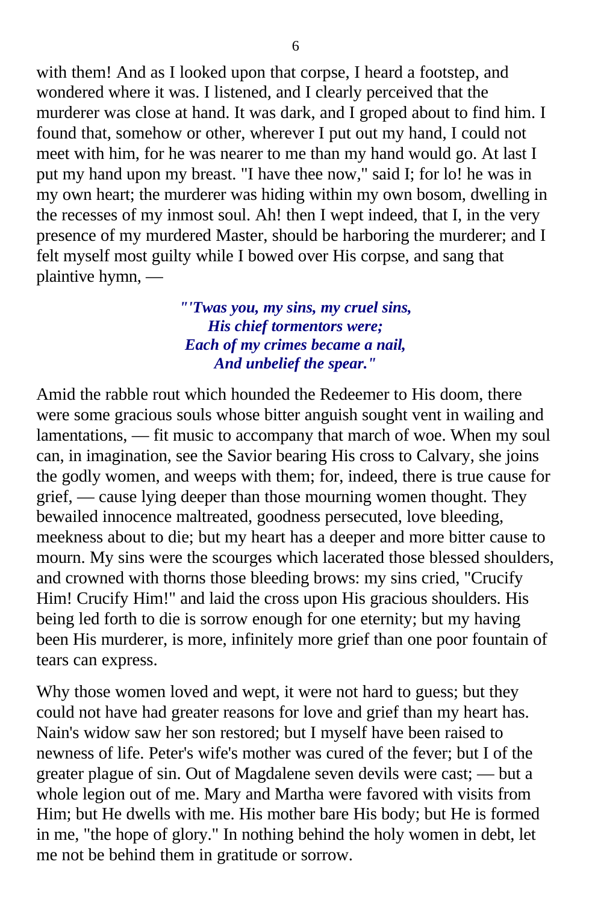with them! And as I looked upon that corpse, I heard a footstep, and wondered where it was. I listened, and I clearly perceived that the murderer was close at hand. It was dark, and I groped about to find him. I found that, somehow or other, wherever I put out my hand, I could not meet with him, for he was nearer to me than my hand would go. At last I put my hand upon my breast. "I have thee now," said I; for lo! he was in my own heart; the murderer was hiding within my own bosom, dwelling in the recesses of my inmost soul. Ah! then I wept indeed, that I, in the very presence of my murdered Master, should be harboring the murderer; and I felt myself most guilty while I bowed over His corpse, and sang that plaintive hymn, —

> ***"'Twas you, my sins, my cruel sins,***
> ***His chief tormentors were;***
> ***Each of my crimes became a nail,***
> ***And unbelief the spear."***

Amid the rabble rout which hounded the Redeemer to His doom, there were some gracious souls whose bitter anguish sought vent in wailing and lamentations, — fit music to accompany that march of woe. When my soul can, in imagination, see the Savior bearing His cross to Calvary, she joins the godly women, and weeps with them; for, indeed, there is true cause for grief, — cause lying deeper than those mourning women thought. They bewailed innocence maltreated, goodness persecuted, love bleeding, meekness about to die; but my heart has a deeper and more bitter cause to mourn. My sins were the scourges which lacerated those blessed shoulders, and crowned with thorns those bleeding brows: my sins cried, "Crucify Him! Crucify Him!" and laid the cross upon His gracious shoulders. His being led forth to die is sorrow enough for one eternity; but my having been His murderer, is more, infinitely more grief than one poor fountain of tears can express.

Why those women loved and wept, it were not hard to guess; but they could not have had greater reasons for love and grief than my heart has. Nain's widow saw her son restored; but I myself have been raised to newness of life. Peter's wife's mother was cured of the fever; but I of the greater plague of sin. Out of Magdalene seven devils were cast; — but a whole legion out of me. Mary and Martha were favored with visits from Him; but He dwells with me. His mother bare His body; but He is formed in me, "the hope of glory." In nothing behind the holy women in debt, let me not be behind them in gratitude or sorrow.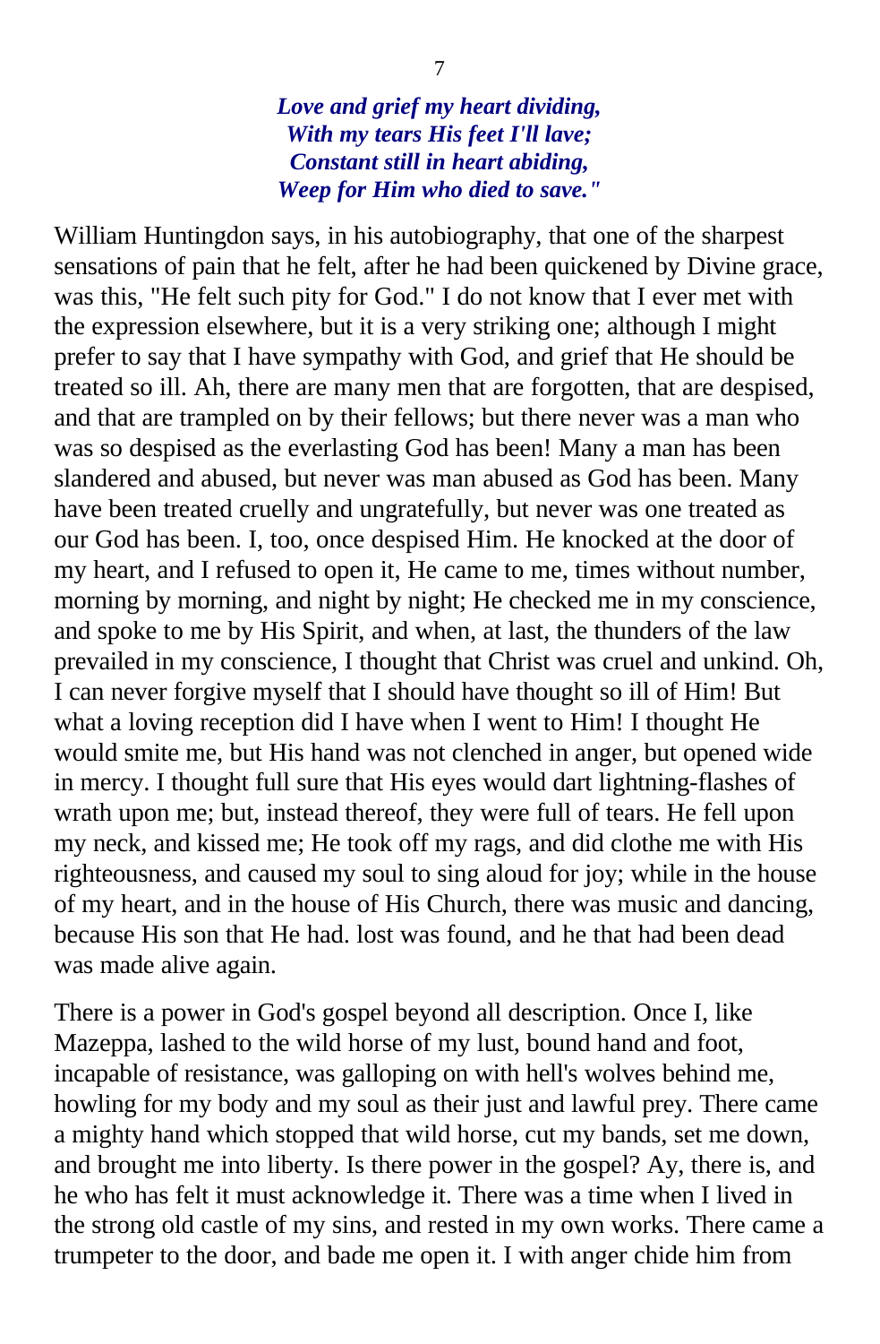***Love and grief my heart dividing,***
***With my tears His feet I'll lave;***
***Constant still in heart abiding,***
***Weep for Him who died to save."***

William Huntingdon says, in his autobiography, that one of the sharpest sensations of pain that he felt, after he had been quickened by Divine grace, was this, "He felt such pity for God." I do not know that I ever met with the expression elsewhere, but it is a very striking one; although I might prefer to say that I have sympathy with God, and grief that He should be treated so ill. Ah, there are many men that are forgotten, that are despised, and that are trampled on by their fellows; but there never was a man who was so despised as the everlasting God has been! Many a man has been slandered and abused, but never was man abused as God has been. Many have been treated cruelly and ungratefully, but never was one treated as our God has been. I, too, once despised Him. He knocked at the door of my heart, and I refused to open it, He came to me, times without number, morning by morning, and night by night; He checked me in my conscience, and spoke to me by His Spirit, and when, at last, the thunders of the law prevailed in my conscience, I thought that Christ was cruel and unkind. Oh, I can never forgive myself that I should have thought so ill of Him! But what a loving reception did I have when I went to Him! I thought He would smite me, but His hand was not clenched in anger, but opened wide in mercy. I thought full sure that His eyes would dart lightning-flashes of wrath upon me; but, instead thereof, they were full of tears. He fell upon my neck, and kissed me; He took off my rags, and did clothe me with His righteousness, and caused my soul to sing aloud for joy; while in the house of my heart, and in the house of His Church, there was music and dancing, because His son that He had. lost was found, and he that had been dead was made alive again.

There is a power in God's gospel beyond all description. Once I, like Mazeppa, lashed to the wild horse of my lust, bound hand and foot, incapable of resistance, was galloping on with hell's wolves behind me, howling for my body and my soul as their just and lawful prey. There came a mighty hand which stopped that wild horse, cut my bands, set me down, and brought me into liberty. Is there power in the gospel? Ay, there is, and he who has felt it must acknowledge it. There was a time when I lived in the strong old castle of my sins, and rested in my own works. There came a trumpeter to the door, and bade me open it. I with anger chide him from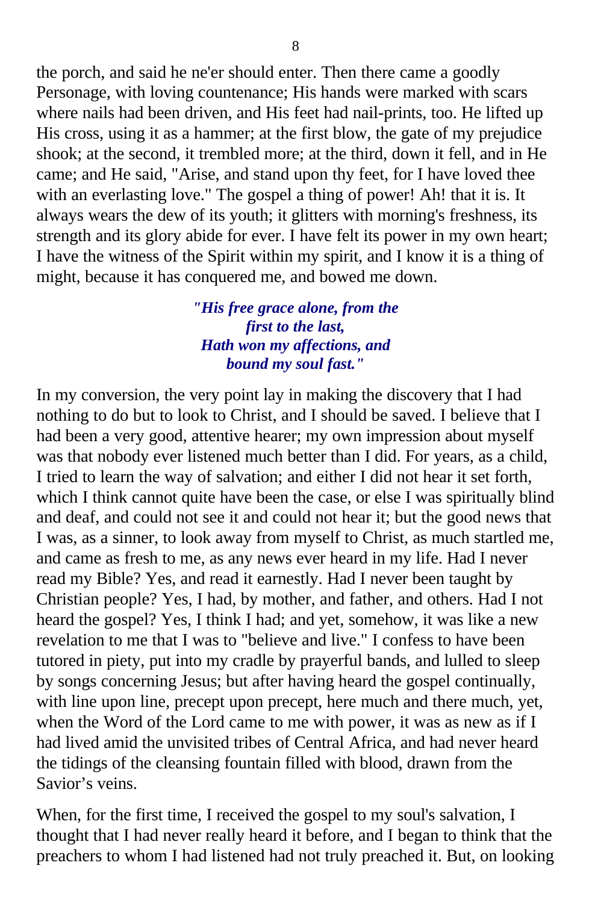the porch, and said he ne'er should enter. Then there came a goodly Personage, with loving countenance; His hands were marked with scars where nails had been driven, and His feet had nail-prints, too. He lifted up His cross, using it as a hammer; at the first blow, the gate of my prejudice shook; at the second, it trembled more; at the third, down it fell, and in He came; and He said, "Arise, and stand upon thy feet, for I have loved thee with an everlasting love." The gospel a thing of power! Ah! that it is. It always wears the dew of its youth; it glitters with morning's freshness, its strength and its glory abide for ever. I have felt its power in my own heart; I have the witness of the Spirit within my spirit, and I know it is a thing of might, because it has conquered me, and bowed me down.

***"His free grace alone, from the first to the last,***
***Hath won my affections, and bound my soul fast."***

In my conversion, the very point lay in making the discovery that I had nothing to do but to look to Christ, and I should be saved. I believe that I had been a very good, attentive hearer; my own impression about myself was that nobody ever listened much better than I did. For years, as a child, I tried to learn the way of salvation; and either I did not hear it set forth, which I think cannot quite have been the case, or else I was spiritually blind and deaf, and could not see it and could not hear it; but the good news that I was, as a sinner, to look away from myself to Christ, as much startled me, and came as fresh to me, as any news ever heard in my life. Had I never read my Bible? Yes, and read it earnestly. Had I never been taught by Christian people? Yes, I had, by mother, and father, and others. Had I not heard the gospel? Yes, I think I had; and yet, somehow, it was like a new revelation to me that I was to "believe and live." I confess to have been tutored in piety, put into my cradle by prayerful bands, and lulled to sleep by songs concerning Jesus; but after having heard the gospel continually, with line upon line, precept upon precept, here much and there much, yet, when the Word of the Lord came to me with power, it was as new as if I had lived amid the unvisited tribes of Central Africa, and had never heard the tidings of the cleansing fountain filled with blood, drawn from the Savior’s veins.

When, for the first time, I received the gospel to my soul's salvation, I thought that I had never really heard it before, and I began to think that the preachers to whom I had listened had not truly preached it. But, on looking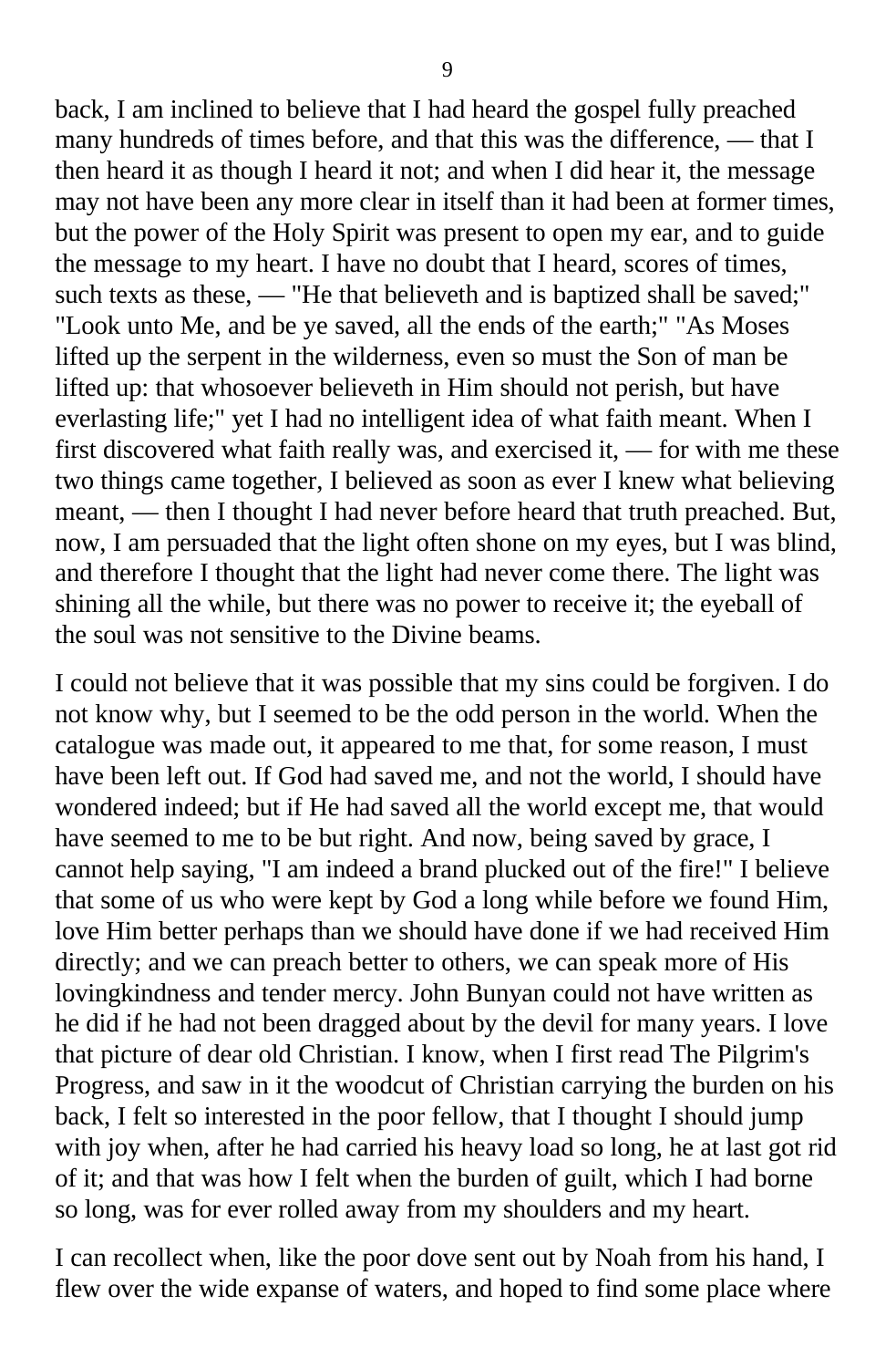back, I am inclined to believe that I had heard the gospel fully preached many hundreds of times before, and that this was the difference, — that I then heard it as though I heard it not; and when I did hear it, the message may not have been any more clear in itself than it had been at former times, but the power of the Holy Spirit was present to open my ear, and to guide the message to my heart. I have no doubt that I heard, scores of times, such texts as these, — "He that believeth and is baptized shall be saved;" "Look unto Me, and be ye saved, all the ends of the earth;" "As Moses lifted up the serpent in the wilderness, even so must the Son of man be lifted up: that whosoever believeth in Him should not perish, but have everlasting life;" yet I had no intelligent idea of what faith meant. When I first discovered what faith really was, and exercised it, — for with me these two things came together, I believed as soon as ever I knew what believing meant, — then I thought I had never before heard that truth preached. But, now, I am persuaded that the light often shone on my eyes, but I was blind, and therefore I thought that the light had never come there. The light was shining all the while, but there was no power to receive it; the eyeball of the soul was not sensitive to the Divine beams.

I could not believe that it was possible that my sins could be forgiven. I do not know why, but I seemed to be the odd person in the world. When the catalogue was made out, it appeared to me that, for some reason, I must have been left out. If God had saved me, and not the world, I should have wondered indeed; but if He had saved all the world except me, that would have seemed to me to be but right. And now, being saved by grace, I cannot help saying, "I am indeed a brand plucked out of the fire!" I believe that some of us who were kept by God a long while before we found Him, love Him better perhaps than we should have done if we had received Him directly; and we can preach better to others, we can speak more of His lovingkindness and tender mercy. John Bunyan could not have written as he did if he had not been dragged about by the devil for many years. I love that picture of dear old Christian. I know, when I first read The Pilgrim's Progress, and saw in it the woodcut of Christian carrying the burden on his back, I felt so interested in the poor fellow, that I thought I should jump with joy when, after he had carried his heavy load so long, he at last got rid of it; and that was how I felt when the burden of guilt, which I had borne so long, was for ever rolled away from my shoulders and my heart.

I can recollect when, like the poor dove sent out by Noah from his hand, I flew over the wide expanse of waters, and hoped to find some place where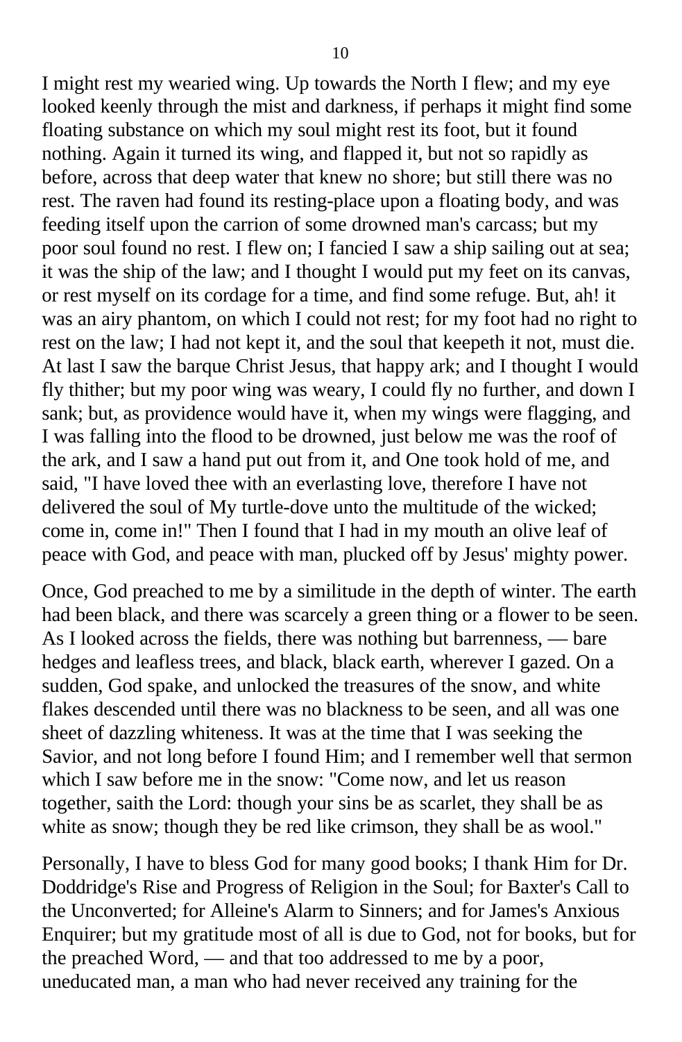I might rest my wearied wing. Up towards the North I flew; and my eye looked keenly through the mist and darkness, if perhaps it might find some floating substance on which my soul might rest its foot, but it found nothing. Again it turned its wing, and flapped it, but not so rapidly as before, across that deep water that knew no shore; but still there was no rest. The raven had found its resting-place upon a floating body, and was feeding itself upon the carrion of some drowned man's carcass; but my poor soul found no rest. I flew on; I fancied I saw a ship sailing out at sea; it was the ship of the law; and I thought I would put my feet on its canvas, or rest myself on its cordage for a time, and find some refuge. But, ah! it was an airy phantom, on which I could not rest; for my foot had no right to rest on the law; I had not kept it, and the soul that keepeth it not, must die. At last I saw the barque Christ Jesus, that happy ark; and I thought I would fly thither; but my poor wing was weary, I could fly no further, and down I sank; but, as providence would have it, when my wings were flagging, and I was falling into the flood to be drowned, just below me was the roof of the ark, and I saw a hand put out from it, and One took hold of me, and said, "I have loved thee with an everlasting love, therefore I have not delivered the soul of My turtle-dove unto the multitude of the wicked; come in, come in!" Then I found that I had in my mouth an olive leaf of peace with God, and peace with man, plucked off by Jesus' mighty power.

Once, God preached to me by a similitude in the depth of winter. The earth had been black, and there was scarcely a green thing or a flower to be seen. As I looked across the fields, there was nothing but barrenness, — bare hedges and leafless trees, and black, black earth, wherever I gazed. On a sudden, God spake, and unlocked the treasures of the snow, and white flakes descended until there was no blackness to be seen, and all was one sheet of dazzling whiteness. It was at the time that I was seeking the Savior, and not long before I found Him; and I remember well that sermon which I saw before me in the snow: "Come now, and let us reason together, saith the Lord: though your sins be as scarlet, they shall be as white as snow; though they be red like crimson, they shall be as wool."

Personally, I have to bless God for many good books; I thank Him for Dr. Doddridge's Rise and Progress of Religion in the Soul; for Baxter's Call to the Unconverted; for Alleine's Alarm to Sinners; and for James's Anxious Enquirer; but my gratitude most of all is due to God, not for books, but for the preached Word, — and that too addressed to me by a poor, uneducated man, a man who had never received any training for the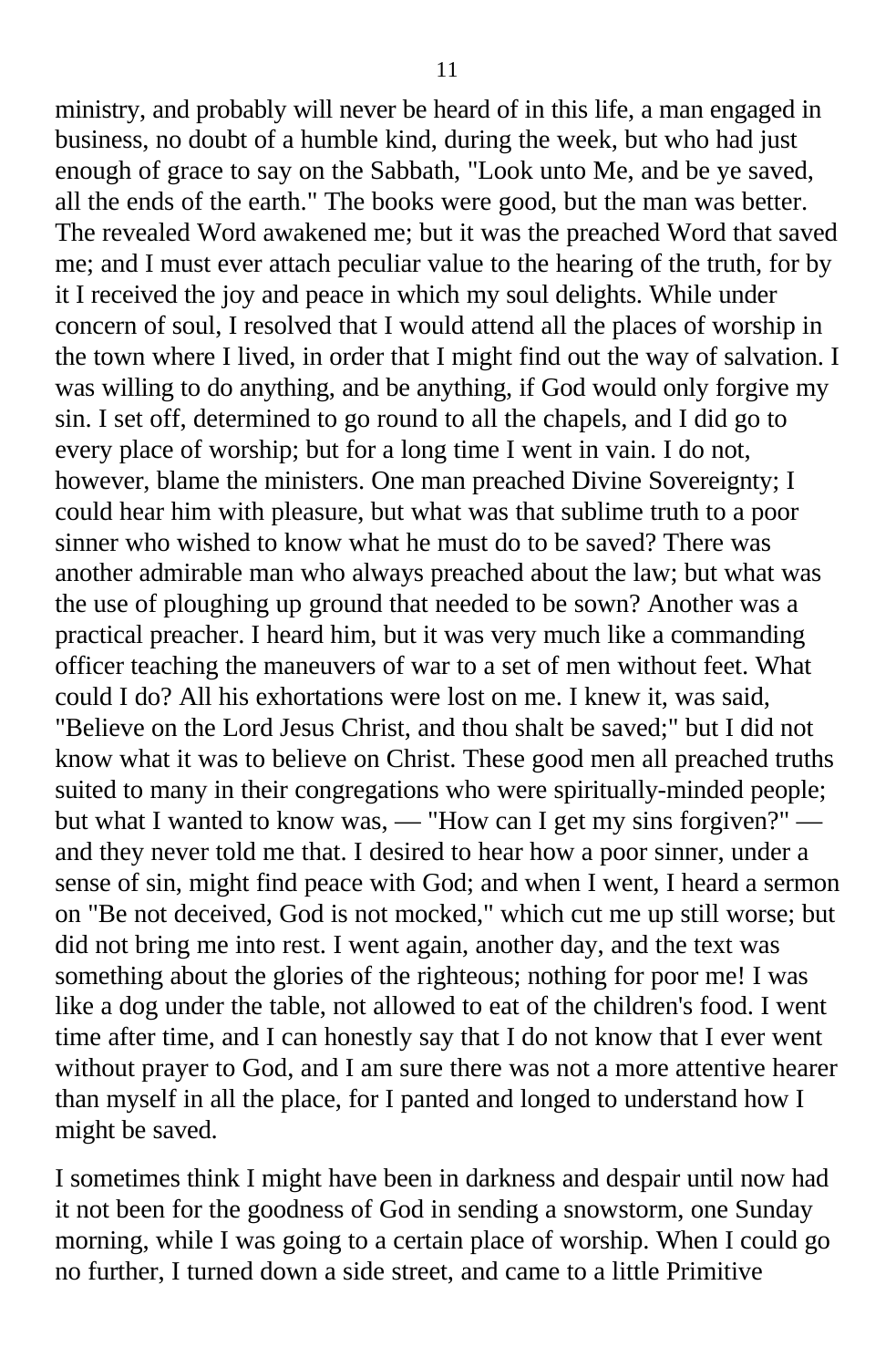ministry, and probably will never be heard of in this life, a man engaged in business, no doubt of a humble kind, during the week, but who had just enough of grace to say on the Sabbath, "Look unto Me, and be ye saved, all the ends of the earth." The books were good, but the man was better. The revealed Word awakened me; but it was the preached Word that saved me; and I must ever attach peculiar value to the hearing of the truth, for by it I received the joy and peace in which my soul delights. While under concern of soul, I resolved that I would attend all the places of worship in the town where I lived, in order that I might find out the way of salvation. I was willing to do anything, and be anything, if God would only forgive my sin. I set off, determined to go round to all the chapels, and I did go to every place of worship; but for a long time I went in vain. I do not, however, blame the ministers. One man preached Divine Sovereignty; I could hear him with pleasure, but what was that sublime truth to a poor sinner who wished to know what he must do to be saved? There was another admirable man who always preached about the law; but what was the use of ploughing up ground that needed to be sown? Another was a practical preacher. I heard him, but it was very much like a commanding officer teaching the maneuvers of war to a set of men without feet. What could I do? All his exhortations were lost on me. I knew it, was said, "Believe on the Lord Jesus Christ, and thou shalt be saved;" but I did not know what it was to believe on Christ. These good men all preached truths suited to many in their congregations who were spiritually-minded people; but what I wanted to know was, — "How can I get my sins forgiven?" — and they never told me that. I desired to hear how a poor sinner, under a sense of sin, might find peace with God; and when I went, I heard a sermon on "Be not deceived, God is not mocked," which cut me up still worse; but did not bring me into rest. I went again, another day, and the text was something about the glories of the righteous; nothing for poor me! I was like a dog under the table, not allowed to eat of the children's food. I went time after time, and I can honestly say that I do not know that I ever went without prayer to God, and I am sure there was not a more attentive hearer than myself in all the place, for I panted and longed to understand how I might be saved.

I sometimes think I might have been in darkness and despair until now had it not been for the goodness of God in sending a snowstorm, one Sunday morning, while I was going to a certain place of worship. When I could go no further, I turned down a side street, and came to a little Primitive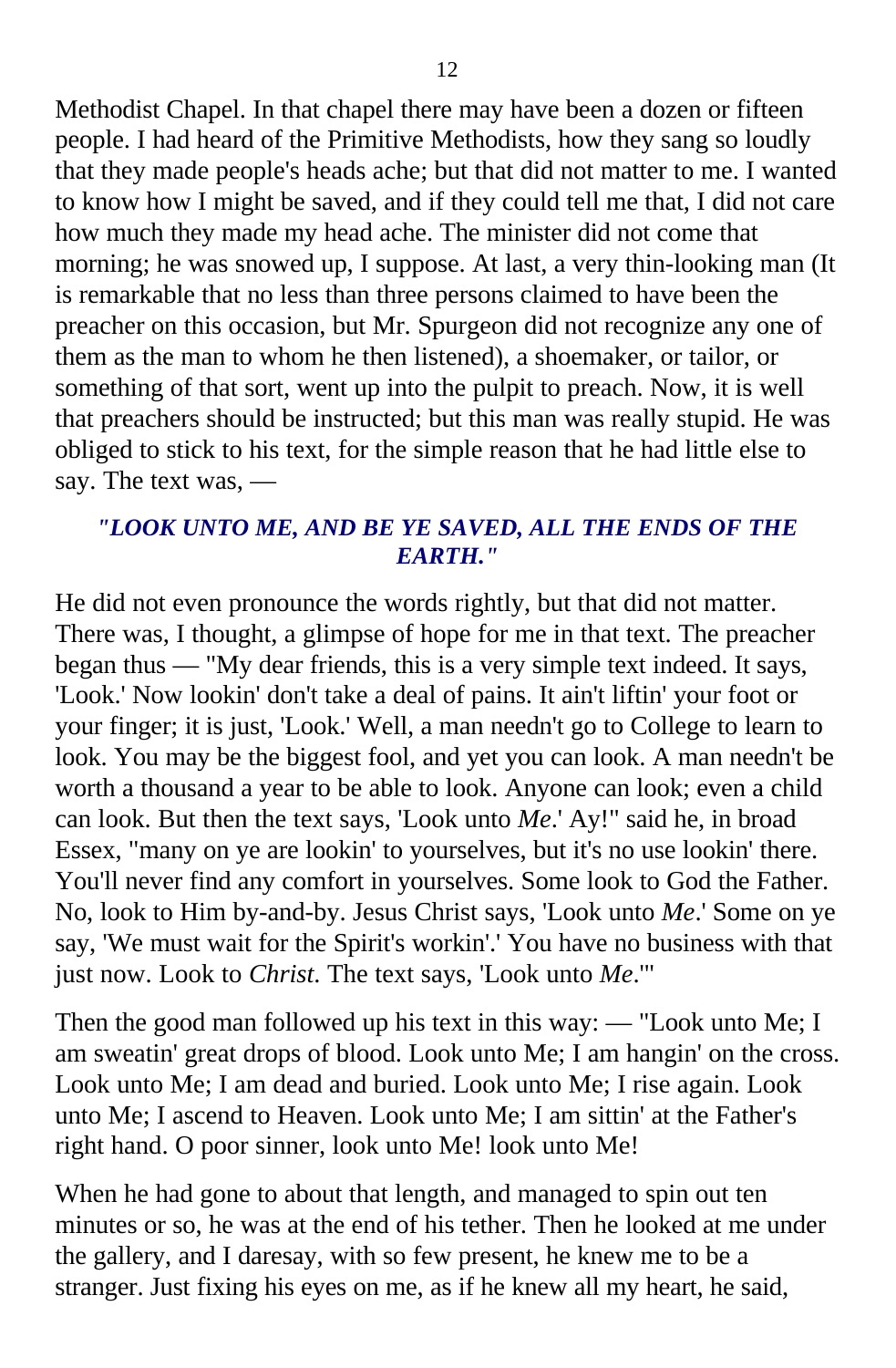Methodist Chapel. In that chapel there may have been a dozen or fifteen people. I had heard of the Primitive Methodists, how they sang so loudly that they made people's heads ache; but that did not matter to me. I wanted to know how I might be saved, and if they could tell me that, I did not care how much they made my head ache. The minister did not come that morning; he was snowed up, I suppose. At last, a very thin-looking man (It is remarkable that no less than three persons claimed to have been the preacher on this occasion, but Mr. Spurgeon did not recognize any one of them as the man to whom he then listened), a shoemaker, or tailor, or something of that sort, went up into the pulpit to preach. Now, it is well that preachers should be instructed; but this man was really stupid. He was obliged to stick to his text, for the simple reason that he had little else to say. The text was, —

***"LOOK UNTO ME, AND BE YE SAVED, ALL THE ENDS OF THE EARTH."***

He did not even pronounce the words rightly, but that did not matter. There was, I thought, a glimpse of hope for me in that text. The preacher began thus — "My dear friends, this is a very simple text indeed. It says, 'Look.' Now lookin' don't take a deal of pains. It ain't liftin' your foot or your finger; it is just, 'Look.' Well, a man needn't go to College to learn to look. You may be the biggest fool, and yet you can look. A man needn't be worth a thousand a year to be able to look. Anyone can look; even a child can look. But then the text says, 'Look unto *Me*.' Ay!" said he, in broad Essex, "many on ye are lookin' to yourselves, but it's no use lookin' there. You'll never find any comfort in yourselves. Some look to God the Father. No, look to Him by-and-by. Jesus Christ says, 'Look unto *Me*.' Some on ye say, 'We must wait for the Spirit's workin'.' You have no business with that just now. Look to *Christ*. The text says, 'Look unto *Me*.'"

Then the good man followed up his text in this way: — "Look unto Me; I am sweatin' great drops of blood. Look unto Me; I am hangin' on the cross. Look unto Me; I am dead and buried. Look unto Me; I rise again. Look unto Me; I ascend to Heaven. Look unto Me; I am sittin' at the Father's right hand. O poor sinner, look unto Me! look unto Me!

When he had gone to about that length, and managed to spin out ten minutes or so, he was at the end of his tether. Then he looked at me under the gallery, and I daresay, with so few present, he knew me to be a stranger. Just fixing his eyes on me, as if he knew all my heart, he said,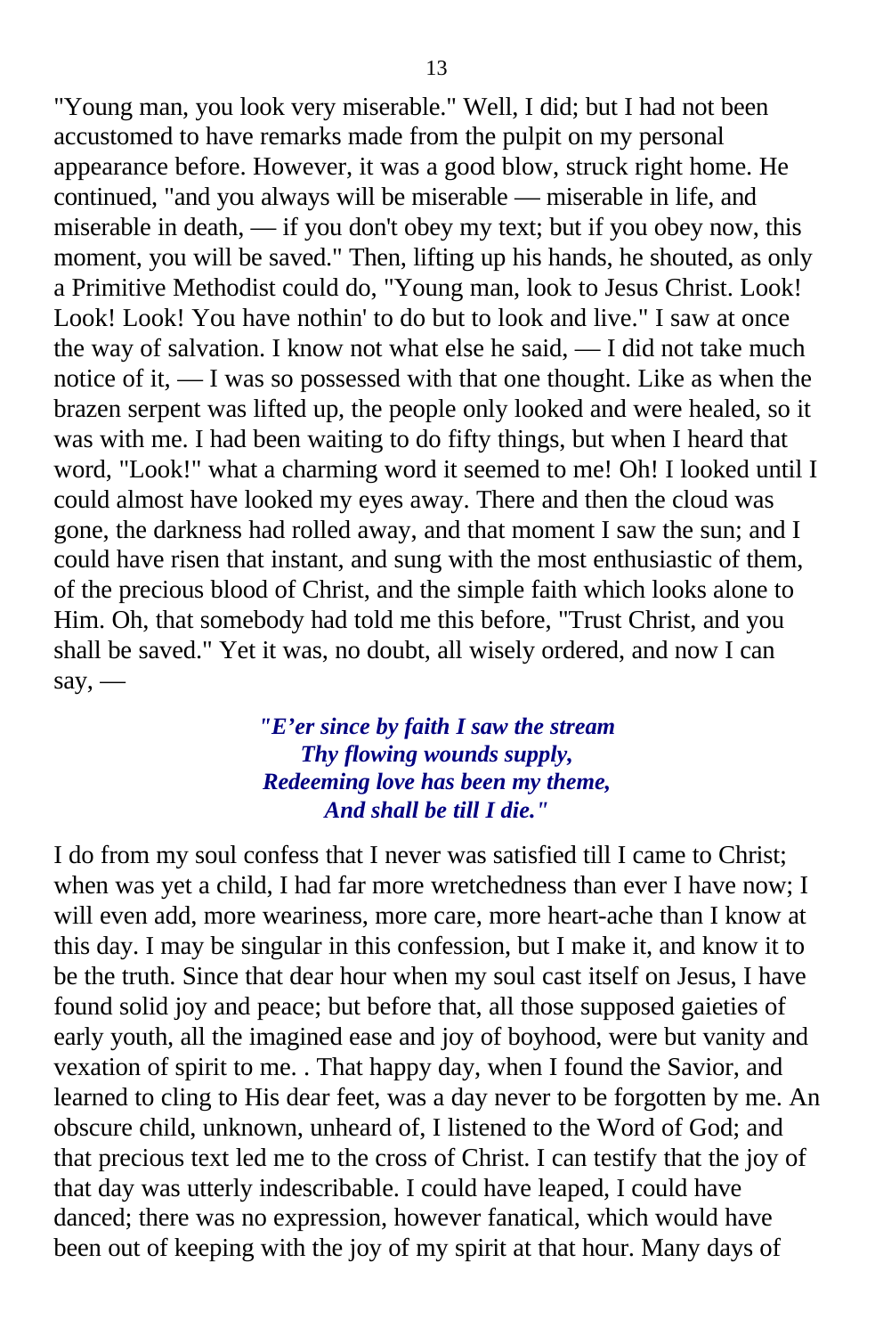"Young man, you look very miserable." Well, I did; but I had not been accustomed to have remarks made from the pulpit on my personal appearance before. However, it was a good blow, struck right home. He continued, "and you always will be miserable — miserable in life, and miserable in death, — if you don't obey my text; but if you obey now, this moment, you will be saved." Then, lifting up his hands, he shouted, as only a Primitive Methodist could do, "Young man, look to Jesus Christ. Look! Look! Look! You have nothin' to do but to look and live." I saw at once the way of salvation. I know not what else he said, — I did not take much notice of it, — I was so possessed with that one thought. Like as when the brazen serpent was lifted up, the people only looked and were healed, so it was with me. I had been waiting to do fifty things, but when I heard that word, "Look!" what a charming word it seemed to me! Oh! I looked until I could almost have looked my eyes away. There and then the cloud was gone, the darkness had rolled away, and that moment I saw the sun; and I could have risen that instant, and sung with the most enthusiastic of them, of the precious blood of Christ, and the simple faith which looks alone to Him. Oh, that somebody had told me this before, "Trust Christ, and you shall be saved." Yet it was, no doubt, all wisely ordered, and now I can say, —

> ***"E'er since by faith I saw the stream***
> ***Thy flowing wounds supply,***
> ***Redeeming love has been my theme,***
> ***And shall be till I die."***

I do from my soul confess that I never was satisfied till I came to Christ; when was yet a child, I had far more wretchedness than ever I have now; I will even add, more weariness, more care, more heart-ache than I know at this day. I may be singular in this confession, but I make it, and know it to be the truth. Since that dear hour when my soul cast itself on Jesus, I have found solid joy and peace; but before that, all those supposed gaieties of early youth, all the imagined ease and joy of boyhood, were but vanity and vexation of spirit to me. . That happy day, when I found the Savior, and learned to cling to His dear feet, was a day never to be forgotten by me. An obscure child, unknown, unheard of, I listened to the Word of God; and that precious text led me to the cross of Christ. I can testify that the joy of that day was utterly indescribable. I could have leaped, I could have danced; there was no expression, however fanatical, which would have been out of keeping with the joy of my spirit at that hour. Many days of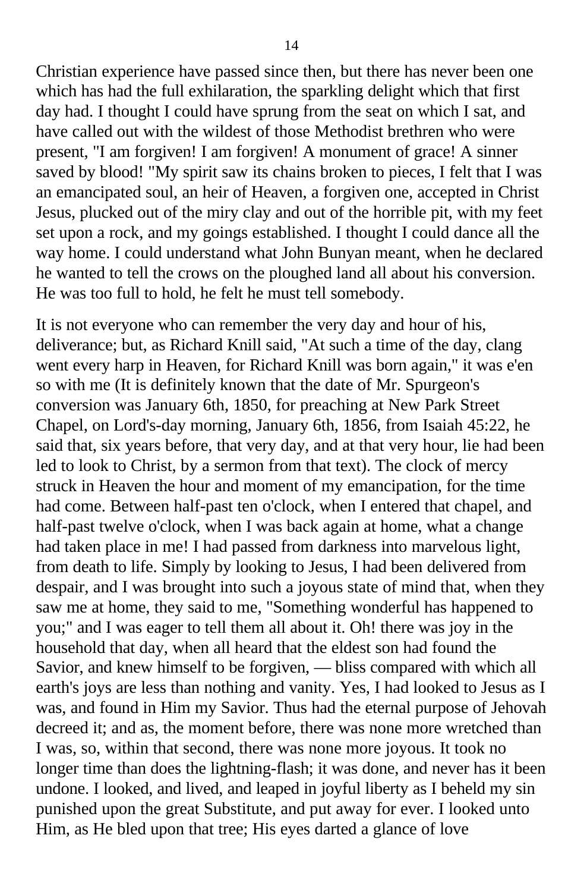Christian experience have passed since then, but there has never been one which has had the full exhilaration, the sparkling delight which that first day had. I thought I could have sprung from the seat on which I sat, and have called out with the wildest of those Methodist brethren who were present, "I am forgiven! I am forgiven! A monument of grace! A sinner saved by blood! "My spirit saw its chains broken to pieces, I felt that I was an emancipated soul, an heir of Heaven, a forgiven one, accepted in Christ Jesus, plucked out of the miry clay and out of the horrible pit, with my feet set upon a rock, and my goings established. I thought I could dance all the way home. I could understand what John Bunyan meant, when he declared he wanted to tell the crows on the ploughed land all about his conversion. He was too full to hold, he felt he must tell somebody.

It is not everyone who can remember the very day and hour of his, deliverance; but, as Richard Knill said, "At such a time of the day, clang went every harp in Heaven, for Richard Knill was born again," it was e'en so with me (It is definitely known that the date of Mr. Spurgeon's conversion was January 6th, 1850, for preaching at New Park Street Chapel, on Lord's-day morning, January 6th, 1856, from Isaiah 45:22, he said that, six years before, that very day, and at that very hour, lie had been led to look to Christ, by a sermon from that text). The clock of mercy struck in Heaven the hour and moment of my emancipation, for the time had come. Between half-past ten o'clock, when I entered that chapel, and half-past twelve o'clock, when I was back again at home, what a change had taken place in me! I had passed from darkness into marvelous light, from death to life. Simply by looking to Jesus, I had been delivered from despair, and I was brought into such a joyous state of mind that, when they saw me at home, they said to me, "Something wonderful has happened to you;" and I was eager to tell them all about it. Oh! there was joy in the household that day, when all heard that the eldest son had found the Savior, and knew himself to be forgiven, — bliss compared with which all earth's joys are less than nothing and vanity. Yes, I had looked to Jesus as I was, and found in Him my Savior. Thus had the eternal purpose of Jehovah decreed it; and as, the moment before, there was none more wretched than I was, so, within that second, there was none more joyous. It took no longer time than does the lightning-flash; it was done, and never has it been undone. I looked, and lived, and leaped in joyful liberty as I beheld my sin punished upon the great Substitute, and put away for ever. I looked unto Him, as He bled upon that tree; His eyes darted a glance of love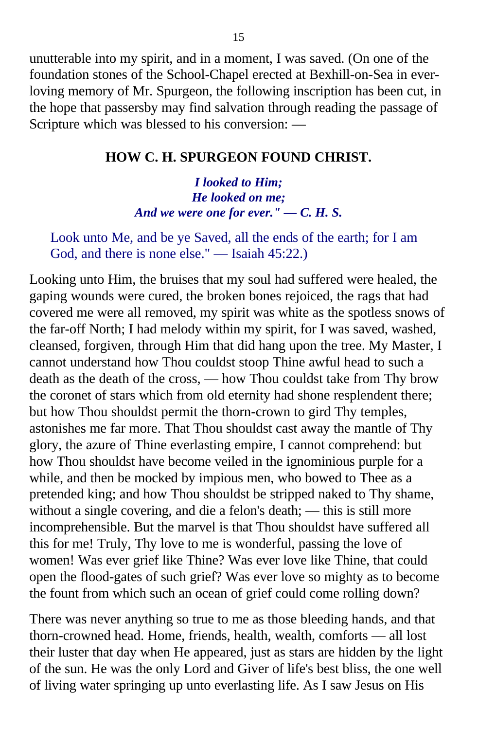unutterable into my spirit, and in a moment, I was saved. (On one of the foundation stones of the School-Chapel erected at Bexhill-on-Sea in ever-loving memory of Mr. Spurgeon, the following inscription has been cut, in the hope that passersby may find salvation through reading the passage of Scripture which was blessed to his conversion: —

### HOW C. H. SPURGEON FOUND CHRIST.

*I looked to Him;*
*He looked on me;*
*And we were one for ever." — C. H. S.*

> Look unto Me, and be ye Saved, all the ends of the earth; for I am God, and there is none else." — Isaiah 45:22.)

Looking unto Him, the bruises that my soul had suffered were healed, the gaping wounds were cured, the broken bones rejoiced, the rags that had covered me were all removed, my spirit was white as the spotless snows of the far-off North; I had melody within my spirit, for I was saved, washed, cleansed, forgiven, through Him that did hang upon the tree. My Master, I cannot understand how Thou couldst stoop Thine awful head to such a death as the death of the cross, — how Thou couldst take from Thy brow the coronet of stars which from old eternity had shone resplendent there; but how Thou shouldst permit the thorn-crown to gird Thy temples, astonishes me far more. That Thou shouldst cast away the mantle of Thy glory, the azure of Thine everlasting empire, I cannot comprehend: but how Thou shouldst have become veiled in the ignominious purple for a while, and then be mocked by impious men, who bowed to Thee as a pretended king; and how Thou shouldst be stripped naked to Thy shame, without a single covering, and die a felon's death; — this is still more incomprehensible. But the marvel is that Thou shouldst have suffered all this for me! Truly, Thy love to me is wonderful, passing the love of women! Was ever grief like Thine? Was ever love like Thine, that could open the flood-gates of such grief? Was ever love so mighty as to become the fount from which such an ocean of grief could come rolling down?

There was never anything so true to me as those bleeding hands, and that thorn-crowned head. Home, friends, health, wealth, comforts — all lost their luster that day when He appeared, just as stars are hidden by the light of the sun. He was the only Lord and Giver of life's best bliss, the one well of living water springing up unto everlasting life. As I saw Jesus on His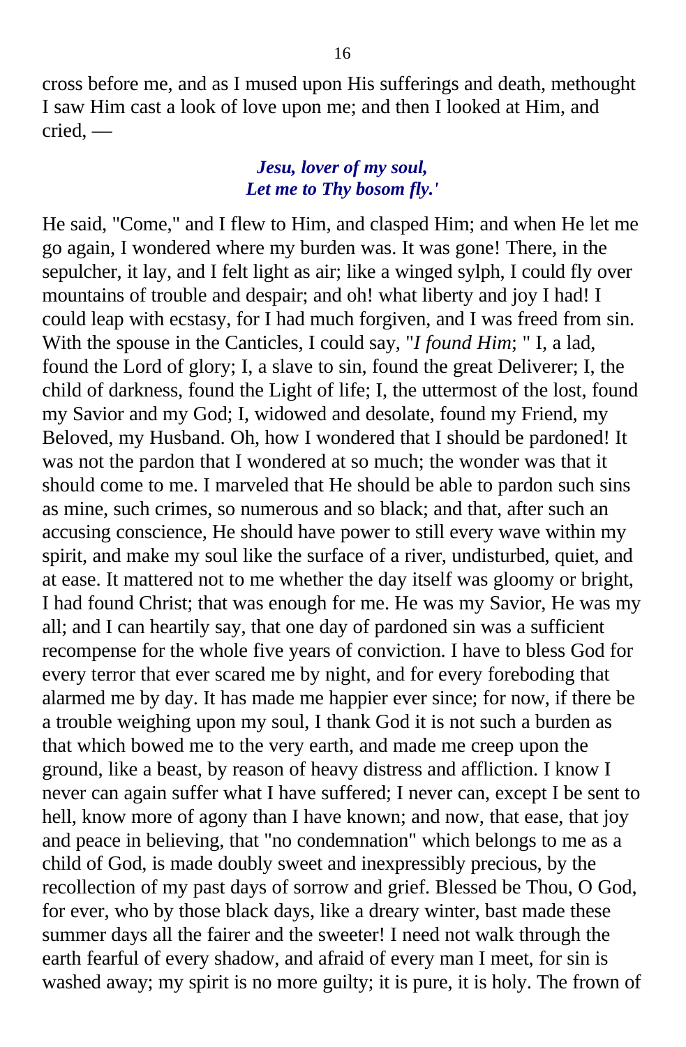cross before me, and as I mused upon His sufferings and death, methought I saw Him cast a look of love upon me; and then I looked at Him, and cried, —

***Jesu, lover of my soul,***
***Let me to Thy bosom fly.'***

He said, "Come," and I flew to Him, and clasped Him; and when He let me go again, I wondered where my burden was. It was gone! There, in the sepulcher, it lay, and I felt light as air; like a winged sylph, I could fly over mountains of trouble and despair; and oh! what liberty and joy I had! I could leap with ecstasy, for I had much forgiven, and I was freed from sin. With the spouse in the Canticles, I could say, "*I found Him*; " I, a lad, found the Lord of glory; I, a slave to sin, found the great Deliverer; I, the child of darkness, found the Light of life; I, the uttermost of the lost, found my Savior and my God; I, widowed and desolate, found my Friend, my Beloved, my Husband. Oh, how I wondered that I should be pardoned! It was not the pardon that I wondered at so much; the wonder was that it should come to me. I marveled that He should be able to pardon such sins as mine, such crimes, so numerous and so black; and that, after such an accusing conscience, He should have power to still every wave within my spirit, and make my soul like the surface of a river, undisturbed, quiet, and at ease. It mattered not to me whether the day itself was gloomy or bright, I had found Christ; that was enough for me. He was my Savior, He was my all; and I can heartily say, that one day of pardoned sin was a sufficient recompense for the whole five years of conviction. I have to bless God for every terror that ever scared me by night, and for every foreboding that alarmed me by day. It has made me happier ever since; for now, if there be a trouble weighing upon my soul, I thank God it is not such a burden as that which bowed me to the very earth, and made me creep upon the ground, like a beast, by reason of heavy distress and affliction. I know I never can again suffer what I have suffered; I never can, except I be sent to hell, know more of agony than I have known; and now, that ease, that joy and peace in believing, that "no condemnation" which belongs to me as a child of God, is made doubly sweet and inexpressibly precious, by the recollection of my past days of sorrow and grief. Blessed be Thou, O God, for ever, who by those black days, like a dreary winter, bast made these summer days all the fairer and the sweeter! I need not walk through the earth fearful of every shadow, and afraid of every man I meet, for sin is washed away; my spirit is no more guilty; it is pure, it is holy. The frown of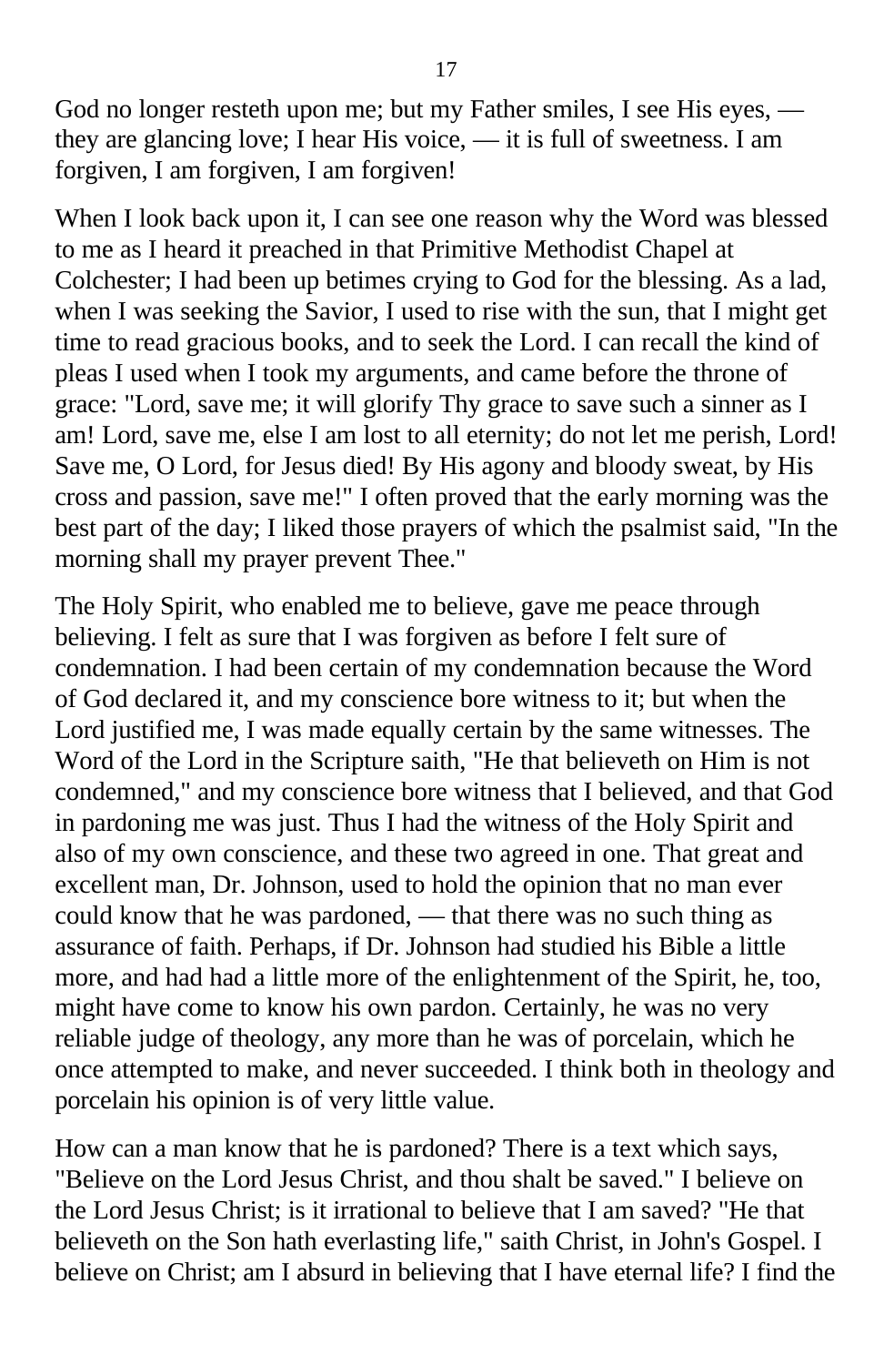God no longer resteth upon me; but my Father smiles, I see His eyes, — they are glancing love; I hear His voice, — it is full of sweetness. I am forgiven, I am forgiven, I am forgiven!

When I look back upon it, I can see one reason why the Word was blessed to me as I heard it preached in that Primitive Methodist Chapel at Colchester; I had been up betimes crying to God for the blessing. As a lad, when I was seeking the Savior, I used to rise with the sun, that I might get time to read gracious books, and to seek the Lord. I can recall the kind of pleas I used when I took my arguments, and came before the throne of grace: "Lord, save me; it will glorify Thy grace to save such a sinner as I am! Lord, save me, else I am lost to all eternity; do not let me perish, Lord! Save me, O Lord, for Jesus died! By His agony and bloody sweat, by His cross and passion, save me!" I often proved that the early morning was the best part of the day; I liked those prayers of which the psalmist said, "In the morning shall my prayer prevent Thee."

The Holy Spirit, who enabled me to believe, gave me peace through believing. I felt as sure that I was forgiven as before I felt sure of condemnation. I had been certain of my condemnation because the Word of God declared it, and my conscience bore witness to it; but when the Lord justified me, I was made equally certain by the same witnesses. The Word of the Lord in the Scripture saith, "He that believeth on Him is not condemned," and my conscience bore witness that I believed, and that God in pardoning me was just. Thus I had the witness of the Holy Spirit and also of my own conscience, and these two agreed in one. That great and excellent man, Dr. Johnson, used to hold the opinion that no man ever could know that he was pardoned, — that there was no such thing as assurance of faith. Perhaps, if Dr. Johnson had studied his Bible a little more, and had had a little more of the enlightenment of the Spirit, he, too, might have come to know his own pardon. Certainly, he was no very reliable judge of theology, any more than he was of porcelain, which he once attempted to make, and never succeeded. I think both in theology and porcelain his opinion is of very little value.

How can a man know that he is pardoned? There is a text which says, "Believe on the Lord Jesus Christ, and thou shalt be saved." I believe on the Lord Jesus Christ; is it irrational to believe that I am saved? "He that believeth on the Son hath everlasting life," saith Christ, in John's Gospel. I believe on Christ; am I absurd in believing that I have eternal life? I find the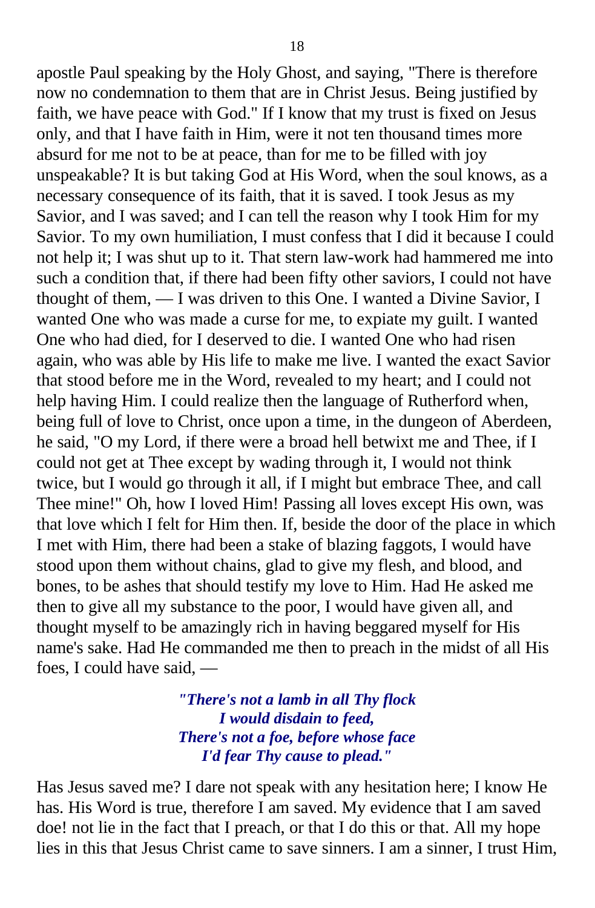apostle Paul speaking by the Holy Ghost, and saying, "There is therefore now no condemnation to them that are in Christ Jesus. Being justified by faith, we have peace with God." If I know that my trust is fixed on Jesus only, and that I have faith in Him, were it not ten thousand times more absurd for me not to be at peace, than for me to be filled with joy unspeakable? It is but taking God at His Word, when the soul knows, as a necessary consequence of its faith, that it is saved. I took Jesus as my Savior, and I was saved; and I can tell the reason why I took Him for my Savior. To my own humiliation, I must confess that I did it because I could not help it; I was shut up to it. That stern law-work had hammered me into such a condition that, if there had been fifty other saviors, I could not have thought of them, — I was driven to this One. I wanted a Divine Savior, I wanted One who was made a curse for me, to expiate my guilt. I wanted One who had died, for I deserved to die. I wanted One who had risen again, who was able by His life to make me live. I wanted the exact Savior that stood before me in the Word, revealed to my heart; and I could not help having Him. I could realize then the language of Rutherford when, being full of love to Christ, once upon a time, in the dungeon of Aberdeen, he said, "O my Lord, if there were a broad hell betwixt me and Thee, if I could not get at Thee except by wading through it, I would not think twice, but I would go through it all, if I might but embrace Thee, and call Thee mine!" Oh, how I loved Him! Passing all loves except His own, was that love which I felt for Him then. If, beside the door of the place in which I met with Him, there had been a stake of blazing faggots, I would have stood upon them without chains, glad to give my flesh, and blood, and bones, to be ashes that should testify my love to Him. Had He asked me then to give all my substance to the poor, I would have given all, and thought myself to be amazingly rich in having beggared myself for His name's sake. Had He commanded me then to preach in the midst of all His foes, I could have said, —

> ***"There's not a lamb in all Thy flock***
> ***I would disdain to feed,***
> ***There's not a foe, before whose face***
> ***I'd fear Thy cause to plead."***

Has Jesus saved me? I dare not speak with any hesitation here; I know He has. His Word is true, therefore I am saved. My evidence that I am saved doe! not lie in the fact that I preach, or that I do this or that. All my hope lies in this that Jesus Christ came to save sinners. I am a sinner, I trust Him,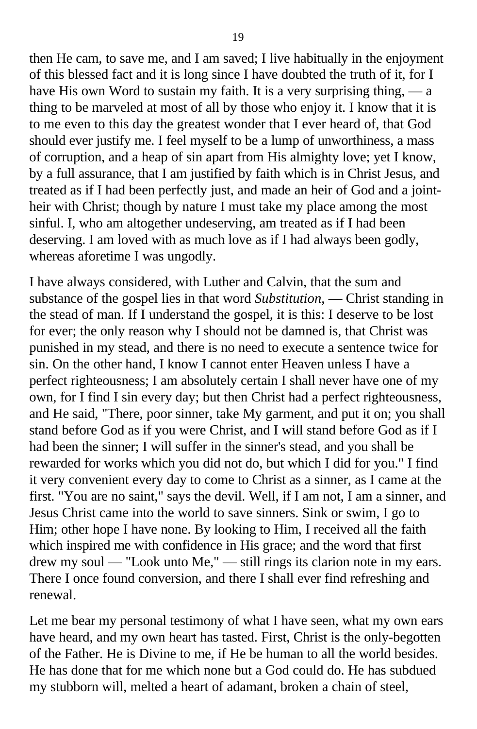then He cam, to save me, and I am saved; I live habitually in the enjoyment of this blessed fact and it is long since I have doubted the truth of it, for I have His own Word to sustain my faith. It is a very surprising thing, — a thing to be marveled at most of all by those who enjoy it. I know that it is to me even to this day the greatest wonder that I ever heard of, that God should ever justify me. I feel myself to be a lump of unworthiness, a mass of corruption, and a heap of sin apart from His almighty love; yet I know, by a full assurance, that I am justified by faith which is in Christ Jesus, and treated as if I had been perfectly just, and made an heir of God and a joint-heir with Christ; though by nature I must take my place among the most sinful. I, who am altogether undeserving, am treated as if I had been deserving. I am loved with as much love as if I had always been godly, whereas aforetime I was ungodly.

I have always considered, with Luther and Calvin, that the sum and substance of the gospel lies in that word *Substitution*, — Christ standing in the stead of man. If I understand the gospel, it is this: I deserve to be lost for ever; the only reason why I should not be damned is, that Christ was punished in my stead, and there is no need to execute a sentence twice for sin. On the other hand, I know I cannot enter Heaven unless I have a perfect righteousness; I am absolutely certain I shall never have one of my own, for I find I sin every day; but then Christ had a perfect righteousness, and He said, "There, poor sinner, take My garment, and put it on; you shall stand before God as if you were Christ, and I will stand before God as if I had been the sinner; I will suffer in the sinner's stead, and you shall be rewarded for works which you did not do, but which I did for you." I find it very convenient every day to come to Christ as a sinner, as I came at the first. "You are no saint," says the devil. Well, if I am not, I am a sinner, and Jesus Christ came into the world to save sinners. Sink or swim, I go to Him; other hope I have none. By looking to Him, I received all the faith which inspired me with confidence in His grace; and the word that first drew my soul — "Look unto Me," — still rings its clarion note in my ears. There I once found conversion, and there I shall ever find refreshing and renewal.

Let me bear my personal testimony of what I have seen, what my own ears have heard, and my own heart has tasted. First, Christ is the only-begotten of the Father. He is Divine to me, if He be human to all the world besides. He has done that for me which none but a God could do. He has subdued my stubborn will, melted a heart of adamant, broken a chain of steel,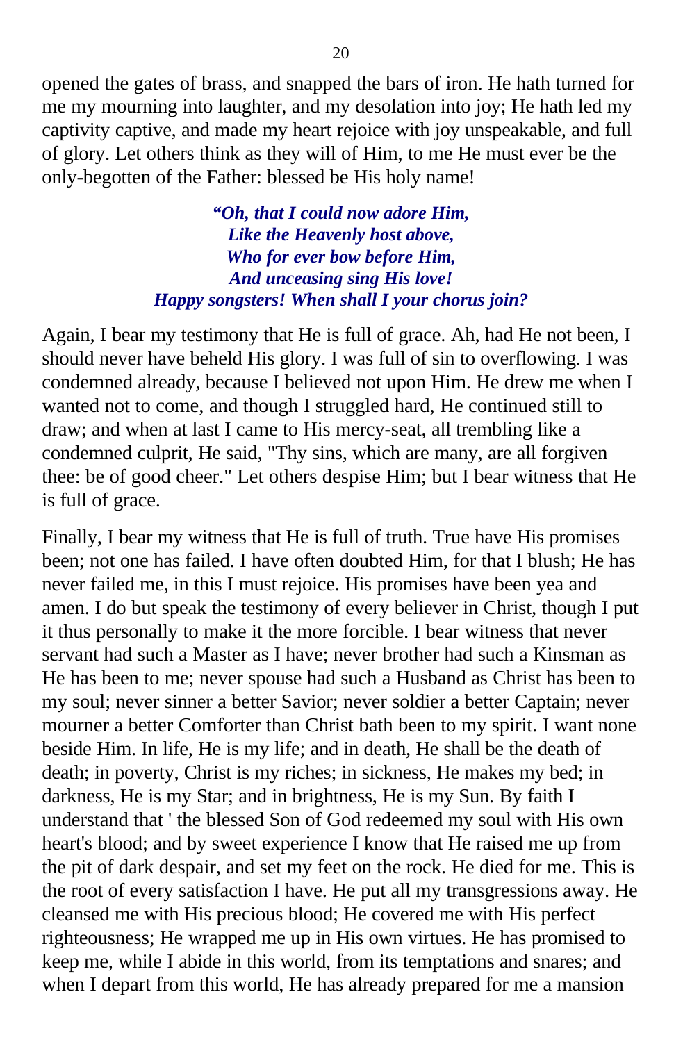opened the gates of brass, and snapped the bars of iron. He hath turned for me my mourning into laughter, and my desolation into joy; He hath led my captivity captive, and made my heart rejoice with joy unspeakable, and full of glory. Let others think as they will of Him, to me He must ever be the only-begotten of the Father: blessed be His holy name!

> ***"Oh, that I could now adore Him,***
> ***Like the Heavenly host above,***
> ***Who for ever bow before Him,***
> ***And unceasing sing His love!***
> ***Happy songsters! When shall I your chorus join?***

Again, I bear my testimony that He is full of grace. Ah, had He not been, I should never have beheld His glory. I was full of sin to overflowing. I was condemned already, because I believed not upon Him. He drew me when I wanted not to come, and though I struggled hard, He continued still to draw; and when at last I came to His mercy-seat, all trembling like a condemned culprit, He said, "Thy sins, which are many, are all forgiven thee: be of good cheer." Let others despise Him; but I bear witness that He is full of grace.

Finally, I bear my witness that He is full of truth. True have His promises been; not one has failed. I have often doubted Him, for that I blush; He has never failed me, in this I must rejoice. His promises have been yea and amen. I do but speak the testimony of every believer in Christ, though I put it thus personally to make it the more forcible. I bear witness that never servant had such a Master as I have; never brother had such a Kinsman as He has been to me; never spouse had such a Husband as Christ has been to my soul; never sinner a better Savior; never soldier a better Captain; never mourner a better Comforter than Christ bath been to my spirit. I want none beside Him. In life, He is my life; and in death, He shall be the death of death; in poverty, Christ is my riches; in sickness, He makes my bed; in darkness, He is my Star; and in brightness, He is my Sun. By faith I understand that ' the blessed Son of God redeemed my soul with His own heart's blood; and by sweet experience I know that He raised me up from the pit of dark despair, and set my feet on the rock. He died for me. This is the root of every satisfaction I have. He put all my transgressions away. He cleansed me with His precious blood; He covered me with His perfect righteousness; He wrapped me up in His own virtues. He has promised to keep me, while I abide in this world, from its temptations and snares; and when I depart from this world, He has already prepared for me a mansion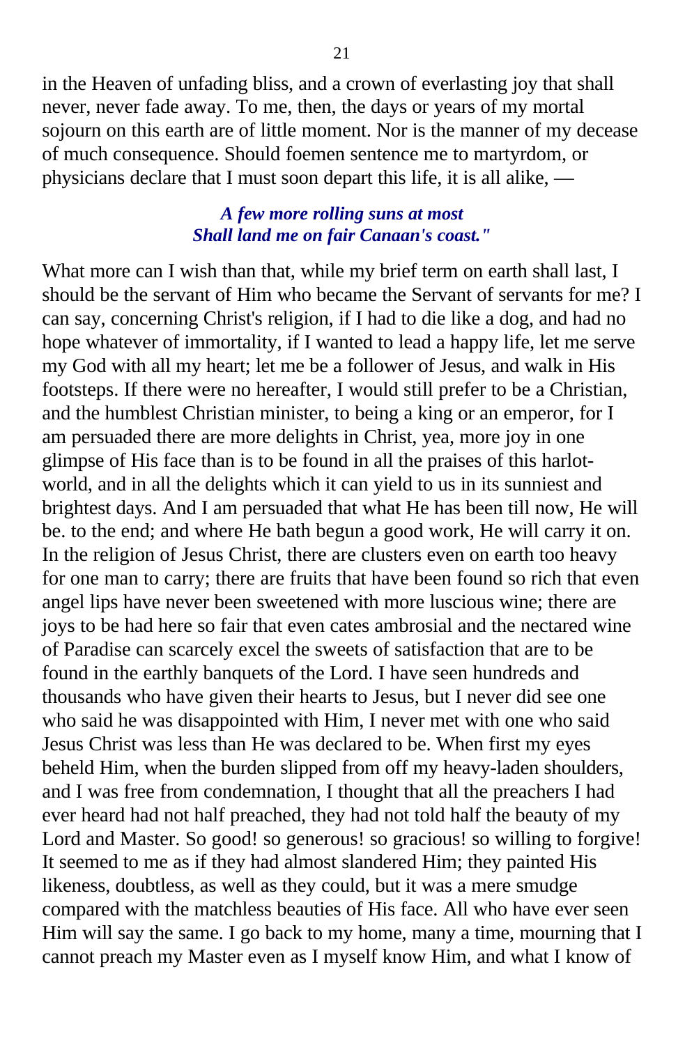in the Heaven of unfading bliss, and a crown of everlasting joy that shall never, never fade away. To me, then, the days or years of my mortal sojourn on this earth are of little moment. Nor is the manner of my decease of much consequence. Should foemen sentence me to martyrdom, or physicians declare that I must soon depart this life, it is all alike, —

> ***A few more rolling suns at most***
> ***Shall land me on fair Canaan's coast."***

What more can I wish than that, while my brief term on earth shall last, I should be the servant of Him who became the Servant of servants for me? I can say, concerning Christ's religion, if I had to die like a dog, and had no hope whatever of immortality, if I wanted to lead a happy life, let me serve my God with all my heart; let me be a follower of Jesus, and walk in His footsteps. If there were no hereafter, I would still prefer to be a Christian, and the humblest Christian minister, to being a king or an emperor, for I am persuaded there are more delights in Christ, yea, more joy in one glimpse of His face than is to be found in all the praises of this harlot-world, and in all the delights which it can yield to us in its sunniest and brightest days. And I am persuaded that what He has been till now, He will be. to the end; and where He bath begun a good work, He will carry it on. In the religion of Jesus Christ, there are clusters even on earth too heavy for one man to carry; there are fruits that have been found so rich that even angel lips have never been sweetened with more luscious wine; there are joys to be had here so fair that even cates ambrosial and the nectared wine of Paradise can scarcely excel the sweets of satisfaction that are to be found in the earthly banquets of the Lord. I have seen hundreds and thousands who have given their hearts to Jesus, but I never did see one who said he was disappointed with Him, I never met with one who said Jesus Christ was less than He was declared to be. When first my eyes beheld Him, when the burden slipped from off my heavy-laden shoulders, and I was free from condemnation, I thought that all the preachers I had ever heard had not half preached, they had not told half the beauty of my Lord and Master. So good! so generous! so gracious! so willing to forgive! It seemed to me as if they had almost slandered Him; they painted His likeness, doubtless, as well as they could, but it was a mere smudge compared with the matchless beauties of His face. All who have ever seen Him will say the same. I go back to my home, many a time, mourning that I cannot preach my Master even as I myself know Him, and what I know of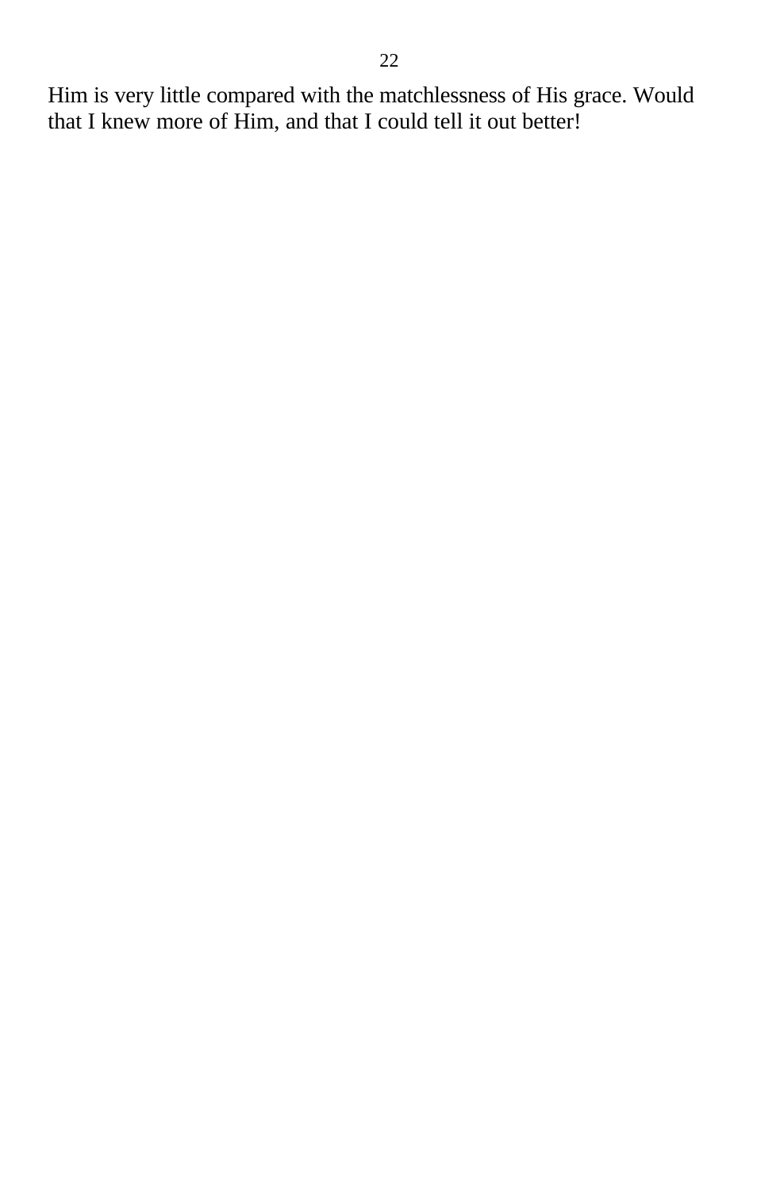Him is very little compared with the matchlessness of His grace. Would that I knew more of Him, and that I could tell it out better!